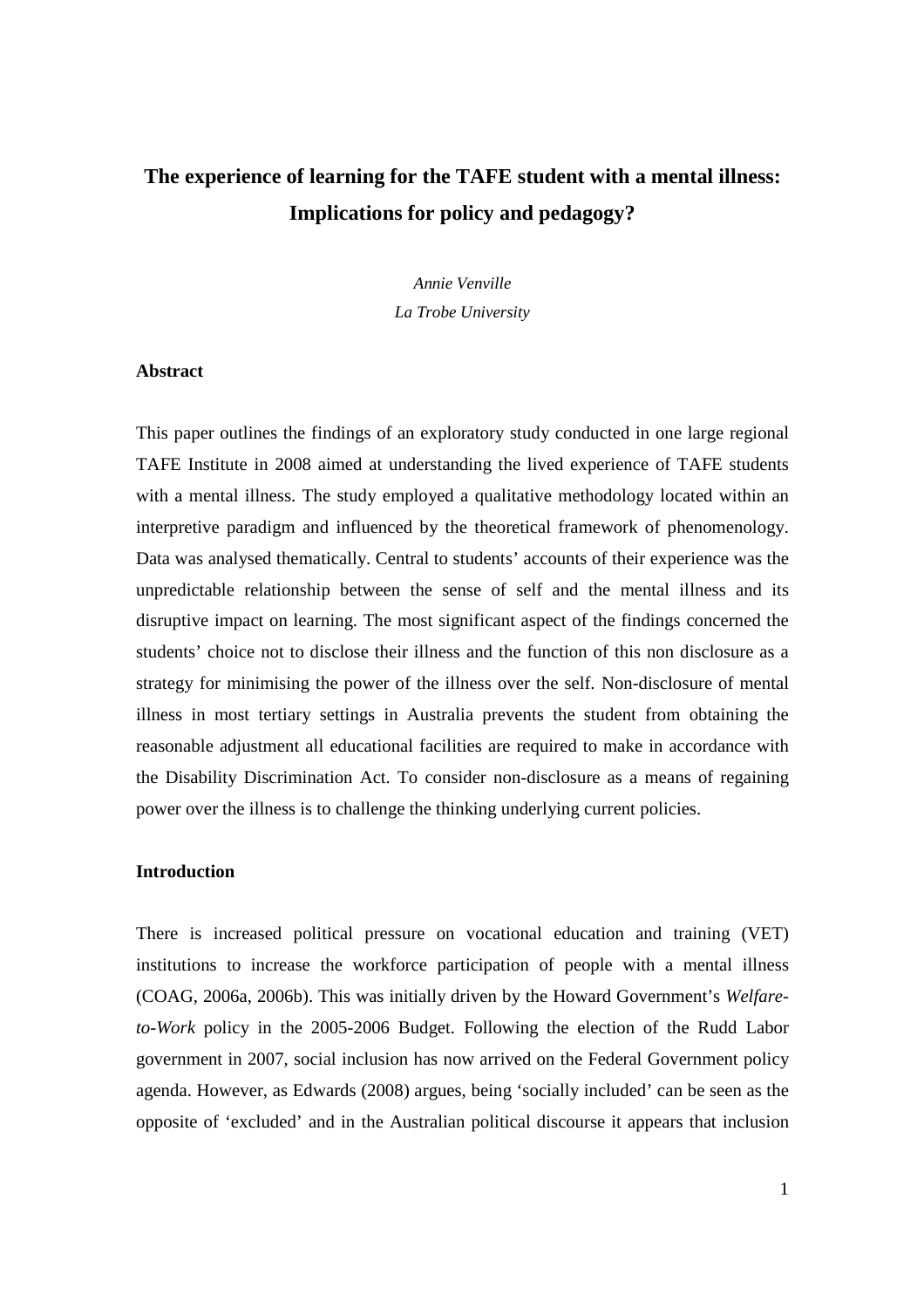# The experience of learning for the TAFE student with a mental illness: Implications for policy and pedagogy?

*Annie Venville*
*La Trobe University*

## Abstract

This paper outlines the findings of an exploratory study conducted in one large regional TAFE Institute in 2008 aimed at understanding the lived experience of TAFE students with a mental illness. The study employed a qualitative methodology located within an interpretive paradigm and influenced by the theoretical framework of phenomenology. Data was analysed thematically. Central to students' accounts of their experience was the unpredictable relationship between the sense of self and the mental illness and its disruptive impact on learning. The most significant aspect of the findings concerned the students' choice not to disclose their illness and the function of this non disclosure as a strategy for minimising the power of the illness over the self. Non-disclosure of mental illness in most tertiary settings in Australia prevents the student from obtaining the reasonable adjustment all educational facilities are required to make in accordance with the Disability Discrimination Act. To consider non-disclosure as a means of regaining power over the illness is to challenge the thinking underlying current policies.

## Introduction

There is increased political pressure on vocational education and training (VET) institutions to increase the workforce participation of people with a mental illness (COAG, 2006a, 2006b). This was initially driven by the Howard Government's *Welfare-to-Work* policy in the 2005-2006 Budget. Following the election of the Rudd Labor government in 2007, social inclusion has now arrived on the Federal Government policy agenda. However, as Edwards (2008) argues, being 'socially included' can be seen as the opposite of 'excluded' and in the Australian political discourse it appears that inclusion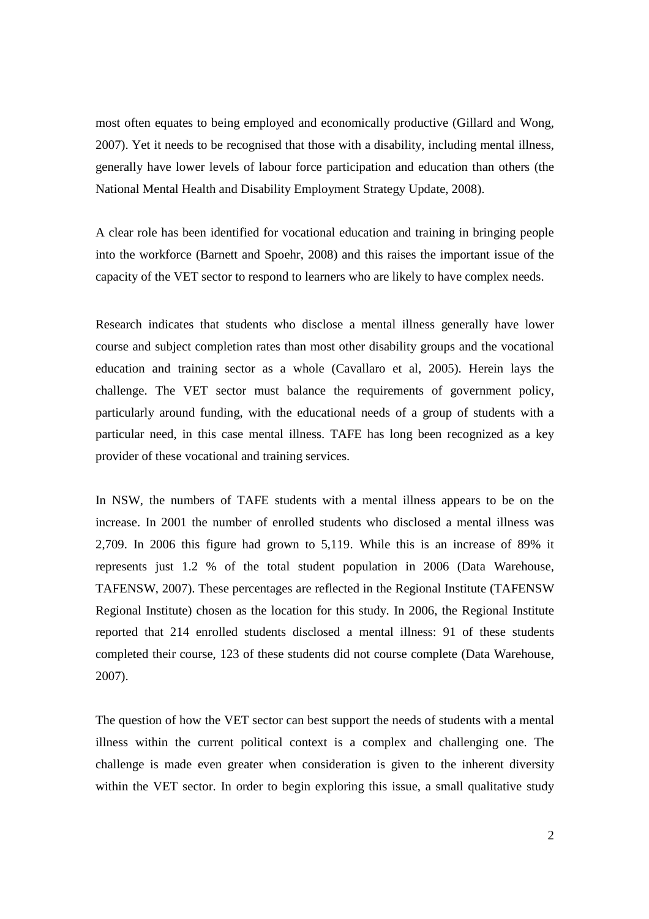most often equates to being employed and economically productive (Gillard and Wong, 2007). Yet it needs to be recognised that those with a disability, including mental illness, generally have lower levels of labour force participation and education than others (the National Mental Health and Disability Employment Strategy Update, 2008).

A clear role has been identified for vocational education and training in bringing people into the workforce (Barnett and Spoehr, 2008) and this raises the important issue of the capacity of the VET sector to respond to learners who are likely to have complex needs.

Research indicates that students who disclose a mental illness generally have lower course and subject completion rates than most other disability groups and the vocational education and training sector as a whole (Cavallaro et al, 2005). Herein lays the challenge. The VET sector must balance the requirements of government policy, particularly around funding, with the educational needs of a group of students with a particular need, in this case mental illness. TAFE has long been recognized as a key provider of these vocational and training services.

In NSW, the numbers of TAFE students with a mental illness appears to be on the increase. In 2001 the number of enrolled students who disclosed a mental illness was 2,709. In 2006 this figure had grown to 5,119. While this is an increase of 89% it represents just 1.2 % of the total student population in 2006 (Data Warehouse, TAFENSW, 2007). These percentages are reflected in the Regional Institute (TAFENSW Regional Institute) chosen as the location for this study. In 2006, the Regional Institute reported that 214 enrolled students disclosed a mental illness: 91 of these students completed their course, 123 of these students did not course complete (Data Warehouse, 2007).

The question of how the VET sector can best support the needs of students with a mental illness within the current political context is a complex and challenging one. The challenge is made even greater when consideration is given to the inherent diversity within the VET sector. In order to begin exploring this issue, a small qualitative study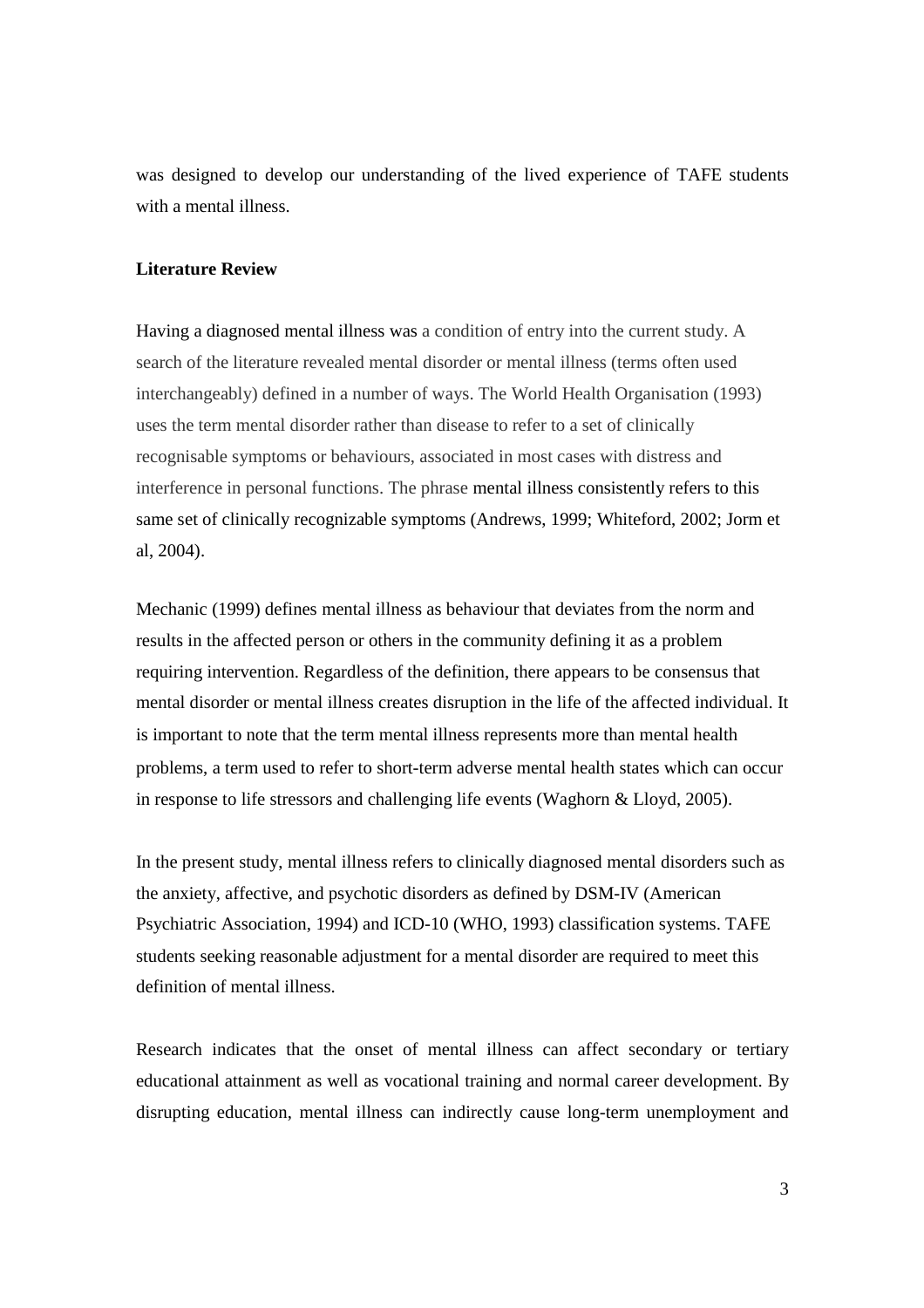was designed to develop our understanding of the lived experience of TAFE students with a mental illness.

**Literature Review**

Having a diagnosed mental illness was a condition of entry into the current study. A search of the literature revealed mental disorder or mental illness (terms often used interchangeably) defined in a number of ways. The World Health Organisation (1993) uses the term mental disorder rather than disease to refer to a set of clinically recognisable symptoms or behaviours, associated in most cases with distress and interference in personal functions. The phrase mental illness consistently refers to this same set of clinically recognizable symptoms (Andrews, 1999; Whiteford, 2002; Jorm et al, 2004).

Mechanic (1999) defines mental illness as behaviour that deviates from the norm and results in the affected person or others in the community defining it as a problem requiring intervention. Regardless of the definition, there appears to be consensus that mental disorder or mental illness creates disruption in the life of the affected individual. It is important to note that the term mental illness represents more than mental health problems, a term used to refer to short-term adverse mental health states which can occur in response to life stressors and challenging life events (Waghorn & Lloyd, 2005).

In the present study, mental illness refers to clinically diagnosed mental disorders such as the anxiety, affective, and psychotic disorders as defined by DSM-IV (American Psychiatric Association, 1994) and ICD-10 (WHO, 1993) classification systems. TAFE students seeking reasonable adjustment for a mental disorder are required to meet this definition of mental illness.

Research indicates that the onset of mental illness can affect secondary or tertiary educational attainment as well as vocational training and normal career development. By disrupting education, mental illness can indirectly cause long-term unemployment and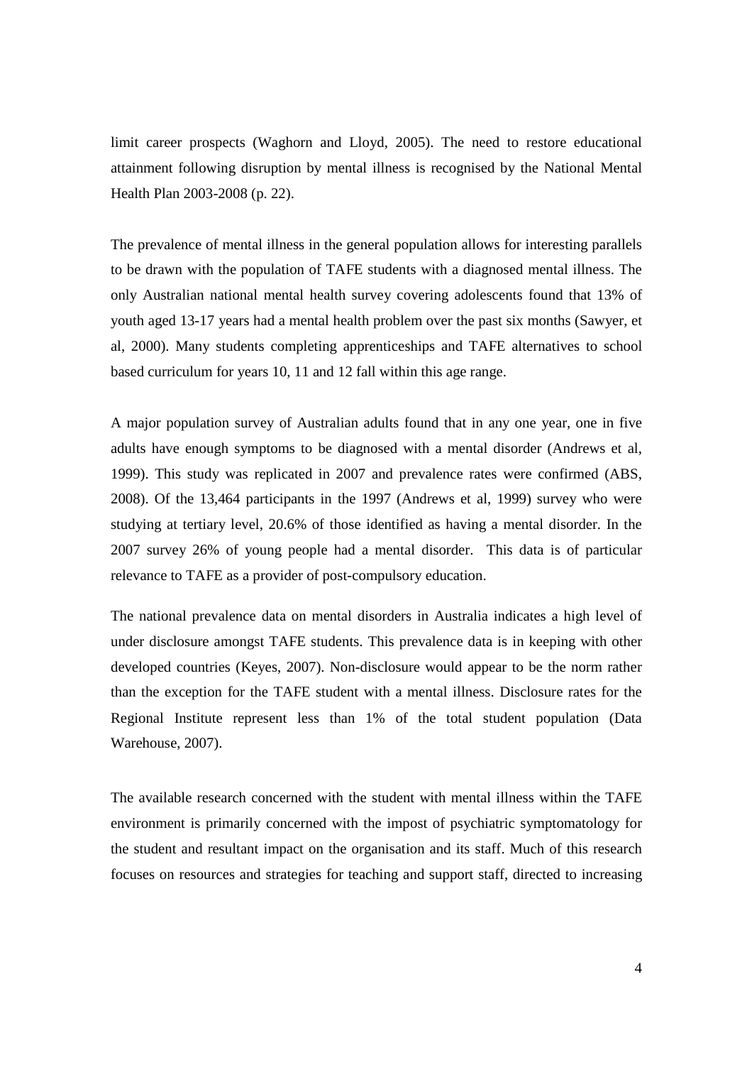limit career prospects (Waghorn and Lloyd, 2005). The need to restore educational attainment following disruption by mental illness is recognised by the National Mental Health Plan 2003-2008 (p. 22).

The prevalence of mental illness in the general population allows for interesting parallels to be drawn with the population of TAFE students with a diagnosed mental illness. The only Australian national mental health survey covering adolescents found that 13% of youth aged 13-17 years had a mental health problem over the past six months (Sawyer, et al, 2000). Many students completing apprenticeships and TAFE alternatives to school based curriculum for years 10, 11 and 12 fall within this age range.

A major population survey of Australian adults found that in any one year, one in five adults have enough symptoms to be diagnosed with a mental disorder (Andrews et al, 1999). This study was replicated in 2007 and prevalence rates were confirmed (ABS, 2008). Of the 13,464 participants in the 1997 (Andrews et al, 1999) survey who were studying at tertiary level, 20.6% of those identified as having a mental disorder. In the 2007 survey 26% of young people had a mental disorder. This data is of particular relevance to TAFE as a provider of post-compulsory education.

The national prevalence data on mental disorders in Australia indicates a high level of under disclosure amongst TAFE students. This prevalence data is in keeping with other developed countries (Keyes, 2007). Non-disclosure would appear to be the norm rather than the exception for the TAFE student with a mental illness. Disclosure rates for the Regional Institute represent less than 1% of the total student population (Data Warehouse, 2007).

The available research concerned with the student with mental illness within the TAFE environment is primarily concerned with the impost of psychiatric symptomatology for the student and resultant impact on the organisation and its staff. Much of this research focuses on resources and strategies for teaching and support staff, directed to increasing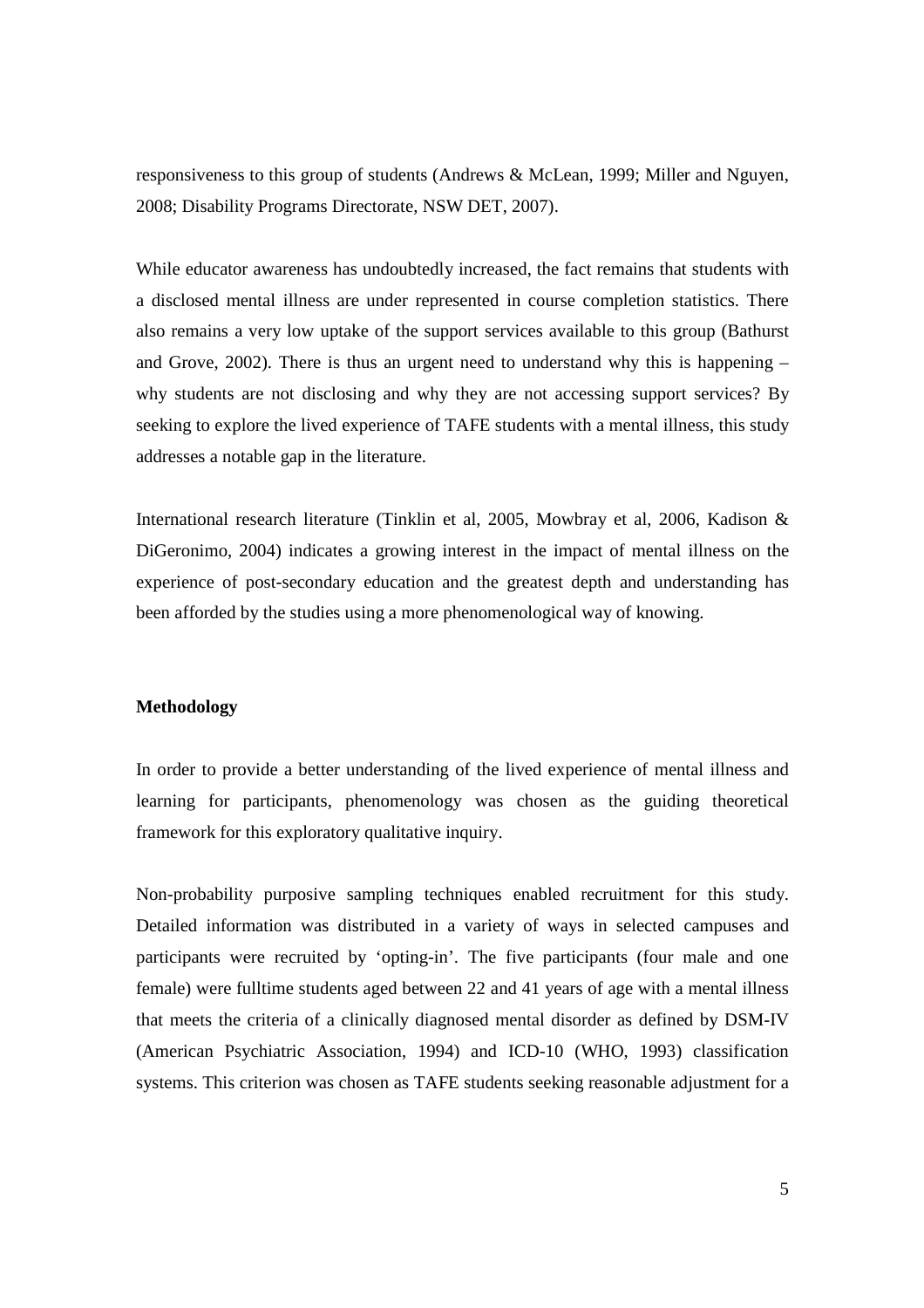responsiveness to this group of students (Andrews & McLean, 1999; Miller and Nguyen, 2008; Disability Programs Directorate, NSW DET, 2007).

While educator awareness has undoubtedly increased, the fact remains that students with a disclosed mental illness are under represented in course completion statistics. There also remains a very low uptake of the support services available to this group (Bathurst and Grove, 2002). There is thus an urgent need to understand why this is happening – why students are not disclosing and why they are not accessing support services? By seeking to explore the lived experience of TAFE students with a mental illness, this study addresses a notable gap in the literature.

International research literature (Tinklin et al, 2005, Mowbray et al, 2006, Kadison & DiGeronimo, 2004) indicates a growing interest in the impact of mental illness on the experience of post-secondary education and the greatest depth and understanding has been afforded by the studies using a more phenomenological way of knowing.

**Methodology**

In order to provide a better understanding of the lived experience of mental illness and learning for participants, phenomenology was chosen as the guiding theoretical framework for this exploratory qualitative inquiry.

Non-probability purposive sampling techniques enabled recruitment for this study. Detailed information was distributed in a variety of ways in selected campuses and participants were recruited by 'opting-in'. The five participants (four male and one female) were fulltime students aged between 22 and 41 years of age with a mental illness that meets the criteria of a clinically diagnosed mental disorder as defined by DSM-IV (American Psychiatric Association, 1994) and ICD-10 (WHO, 1993) classification systems. This criterion was chosen as TAFE students seeking reasonable adjustment for a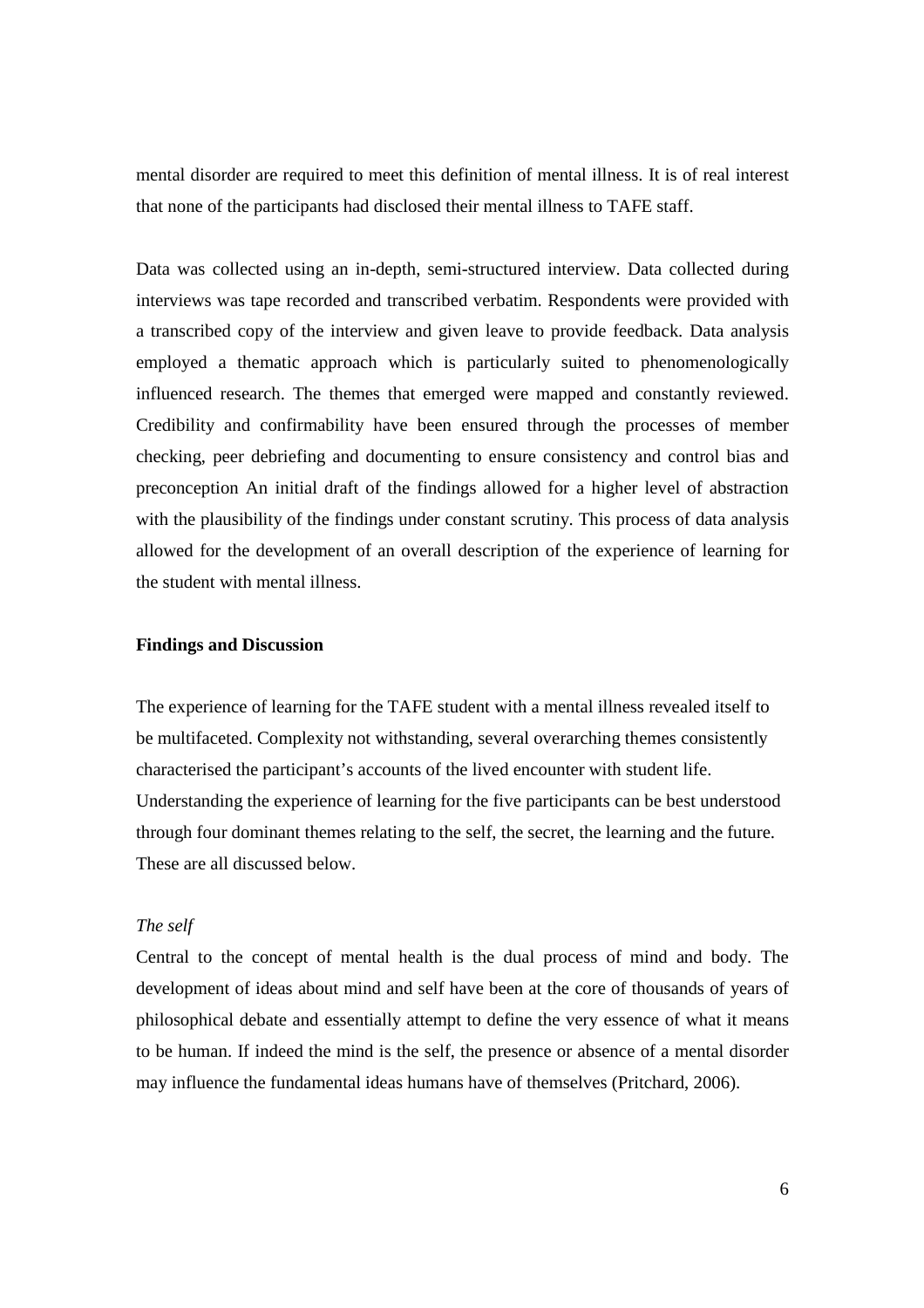mental disorder are required to meet this definition of mental illness. It is of real interest that none of the participants had disclosed their mental illness to TAFE staff.

Data was collected using an in-depth, semi-structured interview. Data collected during interviews was tape recorded and transcribed verbatim. Respondents were provided with a transcribed copy of the interview and given leave to provide feedback. Data analysis employed a thematic approach which is particularly suited to phenomenologically influenced research. The themes that emerged were mapped and constantly reviewed. Credibility and confirmability have been ensured through the processes of member checking, peer debriefing and documenting to ensure consistency and control bias and preconception An initial draft of the findings allowed for a higher level of abstraction with the plausibility of the findings under constant scrutiny. This process of data analysis allowed for the development of an overall description of the experience of learning for the student with mental illness.

**Findings and Discussion**

The experience of learning for the TAFE student with a mental illness revealed itself to be multifaceted. Complexity not withstanding, several overarching themes consistently characterised the participant's accounts of the lived encounter with student life. Understanding the experience of learning for the five participants can be best understood through four dominant themes relating to the self, the secret, the learning and the future. These are all discussed below.

*The self*

Central to the concept of mental health is the dual process of mind and body. The development of ideas about mind and self have been at the core of thousands of years of philosophical debate and essentially attempt to define the very essence of what it means to be human. If indeed the mind is the self, the presence or absence of a mental disorder may influence the fundamental ideas humans have of themselves (Pritchard, 2006).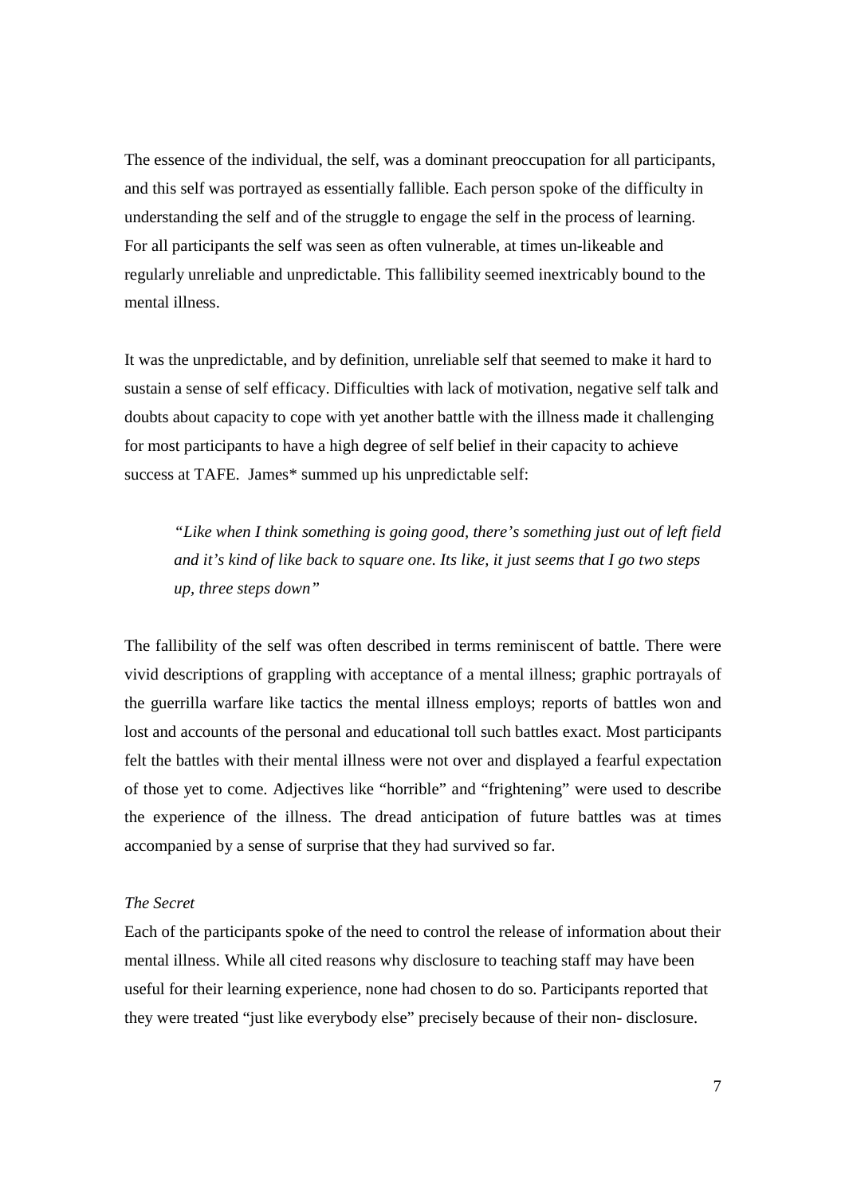The essence of the individual, the self, was a dominant preoccupation for all participants, and this self was portrayed as essentially fallible. Each person spoke of the difficulty in understanding the self and of the struggle to engage the self in the process of learning. For all participants the self was seen as often vulnerable, at times un-likeable and regularly unreliable and unpredictable. This fallibility seemed inextricably bound to the mental illness.

It was the unpredictable, and by definition, unreliable self that seemed to make it hard to sustain a sense of self efficacy. Difficulties with lack of motivation, negative self talk and doubts about capacity to cope with yet another battle with the illness made it challenging for most participants to have a high degree of self belief in their capacity to achieve success at TAFE. James* summed up his unpredictable self:

> *"Like when I think something is going good, there's something just out of left field and it's kind of like back to square one. Its like, it just seems that I go two steps up, three steps down"*

The fallibility of the self was often described in terms reminiscent of battle. There were vivid descriptions of grappling with acceptance of a mental illness; graphic portrayals of the guerrilla warfare like tactics the mental illness employs; reports of battles won and lost and accounts of the personal and educational toll such battles exact. Most participants felt the battles with their mental illness were not over and displayed a fearful expectation of those yet to come. Adjectives like "horrible" and "frightening" were used to describe the experience of the illness. The dread anticipation of future battles was at times accompanied by a sense of surprise that they had survived so far.

*The Secret*

Each of the participants spoke of the need to control the release of information about their mental illness. While all cited reasons why disclosure to teaching staff may have been useful for their learning experience, none had chosen to do so. Participants reported that they were treated "just like everybody else" precisely because of their non- disclosure.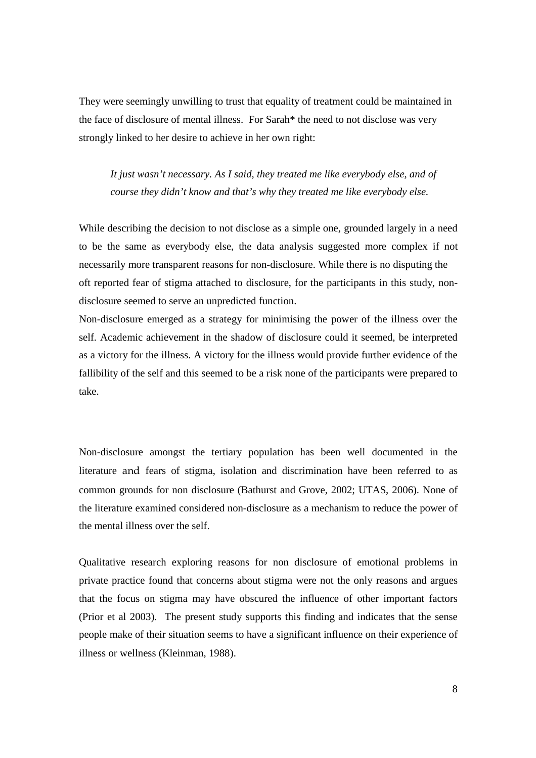They were seemingly unwilling to trust that equality of treatment could be maintained in the face of disclosure of mental illness. For Sarah* the need to not disclose was very strongly linked to her desire to achieve in her own right:

> *It just wasn't necessary. As I said, they treated me like everybody else, and of course they didn't know and that's why they treated me like everybody else.*

While describing the decision to not disclose as a simple one, grounded largely in a need to be the same as everybody else, the data analysis suggested more complex if not necessarily more transparent reasons for non-disclosure. While there is no disputing the oft reported fear of stigma attached to disclosure, for the participants in this study, non-disclosure seemed to serve an unpredicted function.

Non-disclosure emerged as a strategy for minimising the power of the illness over the self. Academic achievement in the shadow of disclosure could it seemed, be interpreted as a victory for the illness. A victory for the illness would provide further evidence of the fallibility of the self and this seemed to be a risk none of the participants were prepared to take.

Non-disclosure amongst the tertiary population has been well documented in the literature and fears of stigma, isolation and discrimination have been referred to as common grounds for non disclosure (Bathurst and Grove, 2002; UTAS, 2006). None of the literature examined considered non-disclosure as a mechanism to reduce the power of the mental illness over the self.

Qualitative research exploring reasons for non disclosure of emotional problems in private practice found that concerns about stigma were not the only reasons and argues that the focus on stigma may have obscured the influence of other important factors (Prior et al 2003). The present study supports this finding and indicates that the sense people make of their situation seems to have a significant influence on their experience of illness or wellness (Kleinman, 1988).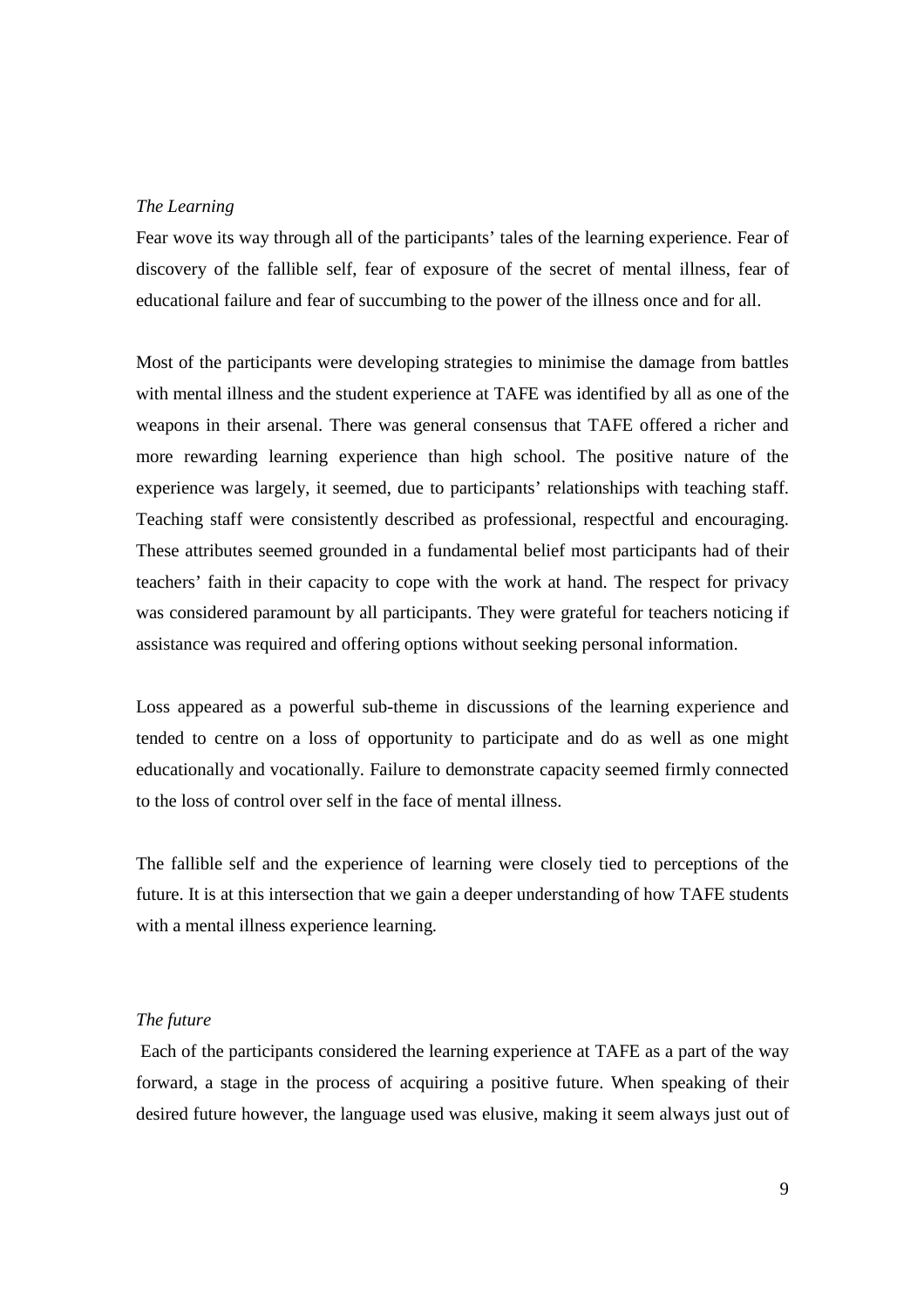*The Learning*

Fear wove its way through all of the participants' tales of the learning experience. Fear of discovery of the fallible self, fear of exposure of the secret of mental illness, fear of educational failure and fear of succumbing to the power of the illness once and for all.

Most of the participants were developing strategies to minimise the damage from battles with mental illness and the student experience at TAFE was identified by all as one of the weapons in their arsenal. There was general consensus that TAFE offered a richer and more rewarding learning experience than high school. The positive nature of the experience was largely, it seemed, due to participants' relationships with teaching staff. Teaching staff were consistently described as professional, respectful and encouraging. These attributes seemed grounded in a fundamental belief most participants had of their teachers' faith in their capacity to cope with the work at hand. The respect for privacy was considered paramount by all participants. They were grateful for teachers noticing if assistance was required and offering options without seeking personal information.

Loss appeared as a powerful sub-theme in discussions of the learning experience and tended to centre on a loss of opportunity to participate and do as well as one might educationally and vocationally. Failure to demonstrate capacity seemed firmly connected to the loss of control over self in the face of mental illness.

The fallible self and the experience of learning were closely tied to perceptions of the future. It is at this intersection that we gain a deeper understanding of how TAFE students with a mental illness experience learning.

*The future*

Each of the participants considered the learning experience at TAFE as a part of the way forward, a stage in the process of acquiring a positive future. When speaking of their desired future however, the language used was elusive, making it seem always just out of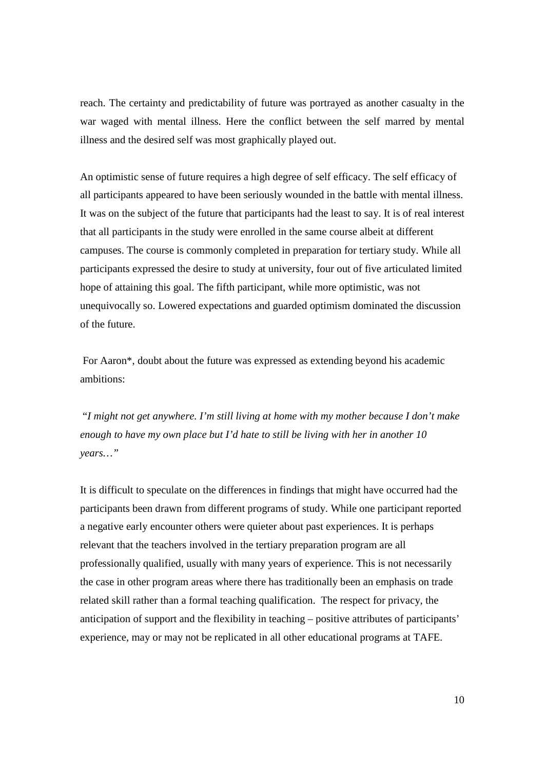reach. The certainty and predictability of future was portrayed as another casualty in the war waged with mental illness. Here the conflict between the self marred by mental illness and the desired self was most graphically played out.

An optimistic sense of future requires a high degree of self efficacy. The self efficacy of all participants appeared to have been seriously wounded in the battle with mental illness. It was on the subject of the future that participants had the least to say. It is of real interest that all participants in the study were enrolled in the same course albeit at different campuses. The course is commonly completed in preparation for tertiary study. While all participants expressed the desire to study at university, four out of five articulated limited hope of attaining this goal. The fifth participant, while more optimistic, was not unequivocally so. Lowered expectations and guarded optimism dominated the discussion of the future.

For Aaron*, doubt about the future was expressed as extending beyond his academic ambitions:

*"I might not get anywhere. I'm still living at home with my mother because I don't make enough to have my own place but I'd hate to still be living with her in another 10 years…"*

It is difficult to speculate on the differences in findings that might have occurred had the participants been drawn from different programs of study. While one participant reported a negative early encounter others were quieter about past experiences. It is perhaps relevant that the teachers involved in the tertiary preparation program are all professionally qualified, usually with many years of experience. This is not necessarily the case in other program areas where there has traditionally been an emphasis on trade related skill rather than a formal teaching qualification. The respect for privacy, the anticipation of support and the flexibility in teaching – positive attributes of participants' experience, may or may not be replicated in all other educational programs at TAFE.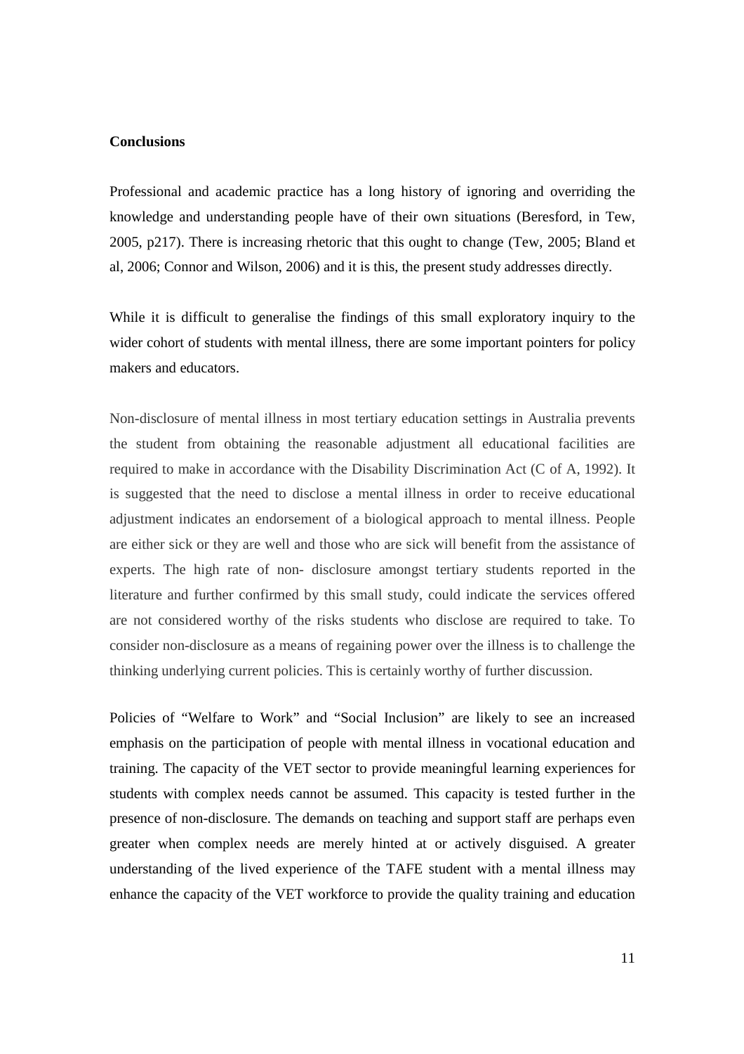**Conclusions**

Professional and academic practice has a long history of ignoring and overriding the knowledge and understanding people have of their own situations (Beresford, in Tew, 2005, p217). There is increasing rhetoric that this ought to change (Tew, 2005; Bland et al, 2006; Connor and Wilson, 2006) and it is this, the present study addresses directly.

While it is difficult to generalise the findings of this small exploratory inquiry to the wider cohort of students with mental illness, there are some important pointers for policy makers and educators.

Non-disclosure of mental illness in most tertiary education settings in Australia prevents the student from obtaining the reasonable adjustment all educational facilities are required to make in accordance with the Disability Discrimination Act (C of A, 1992). It is suggested that the need to disclose a mental illness in order to receive educational adjustment indicates an endorsement of a biological approach to mental illness. People are either sick or they are well and those who are sick will benefit from the assistance of experts. The high rate of non- disclosure amongst tertiary students reported in the literature and further confirmed by this small study, could indicate the services offered are not considered worthy of the risks students who disclose are required to take. To consider non-disclosure as a means of regaining power over the illness is to challenge the thinking underlying current policies. This is certainly worthy of further discussion.

Policies of "Welfare to Work" and "Social Inclusion" are likely to see an increased emphasis on the participation of people with mental illness in vocational education and training. The capacity of the VET sector to provide meaningful learning experiences for students with complex needs cannot be assumed. This capacity is tested further in the presence of non-disclosure. The demands on teaching and support staff are perhaps even greater when complex needs are merely hinted at or actively disguised. A greater understanding of the lived experience of the TAFE student with a mental illness may enhance the capacity of the VET workforce to provide the quality training and education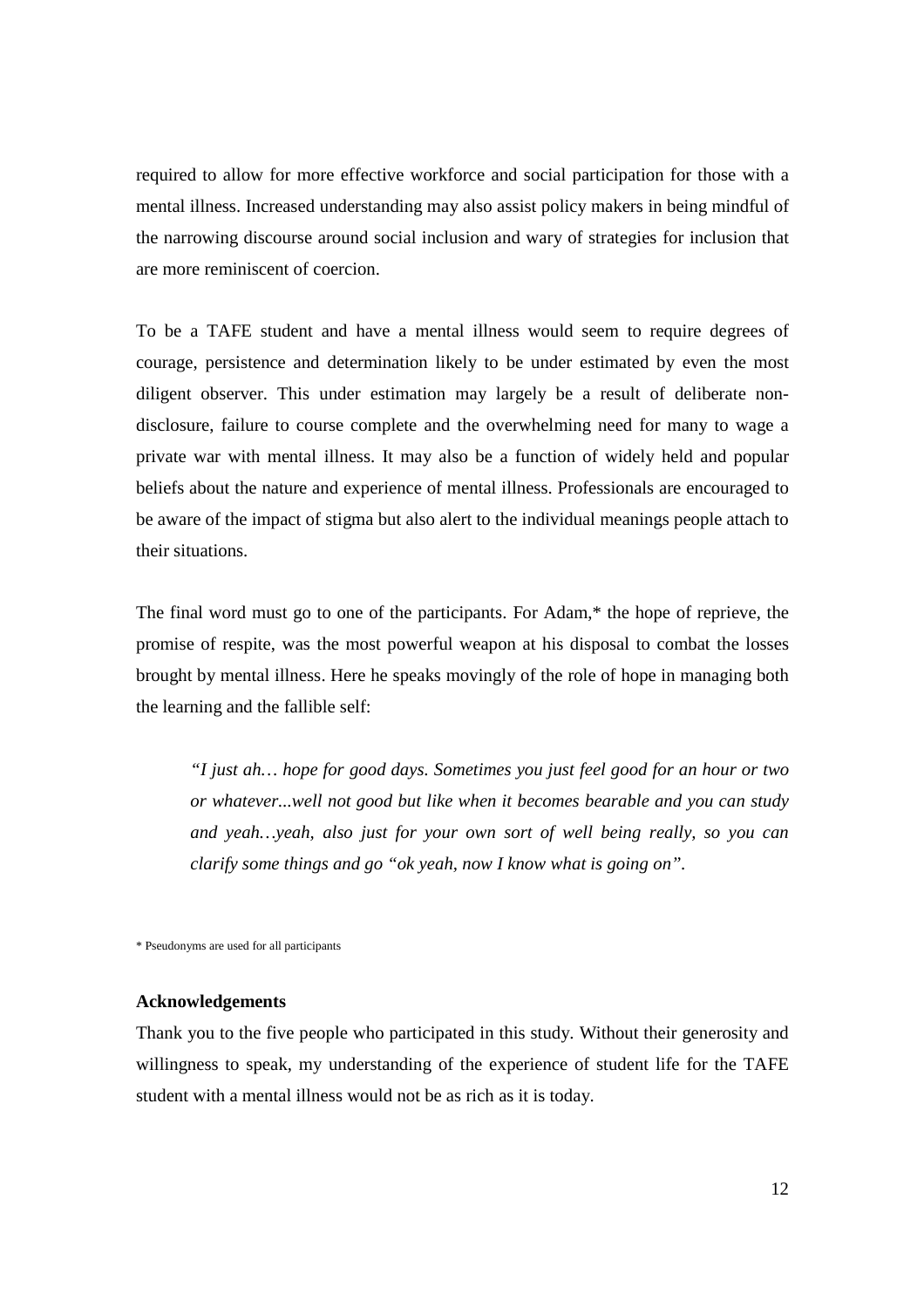required to allow for more effective workforce and social participation for those with a mental illness. Increased understanding may also assist policy makers in being mindful of the narrowing discourse around social inclusion and wary of strategies for inclusion that are more reminiscent of coercion.

To be a TAFE student and have a mental illness would seem to require degrees of courage, persistence and determination likely to be under estimated by even the most diligent observer. This under estimation may largely be a result of deliberate non-disclosure, failure to course complete and the overwhelming need for many to wage a private war with mental illness. It may also be a function of widely held and popular beliefs about the nature and experience of mental illness. Professionals are encouraged to be aware of the impact of stigma but also alert to the individual meanings people attach to their situations.

The final word must go to one of the participants. For Adam,* the hope of reprieve, the promise of respite, was the most powerful weapon at his disposal to combat the losses brought by mental illness. Here he speaks movingly of the role of hope in managing both the learning and the fallible self:

> *"I just ah… hope for good days. Sometimes you just feel good for an hour or two or whatever...well not good but like when it becomes bearable and you can study and yeah…yeah, also just for your own sort of well being really, so you can clarify some things and go "ok yeah, now I know what is going on".*

\* Pseudonyms are used for all participants

**Acknowledgements**

Thank you to the five people who participated in this study. Without their generosity and willingness to speak, my understanding of the experience of student life for the TAFE student with a mental illness would not be as rich as it is today.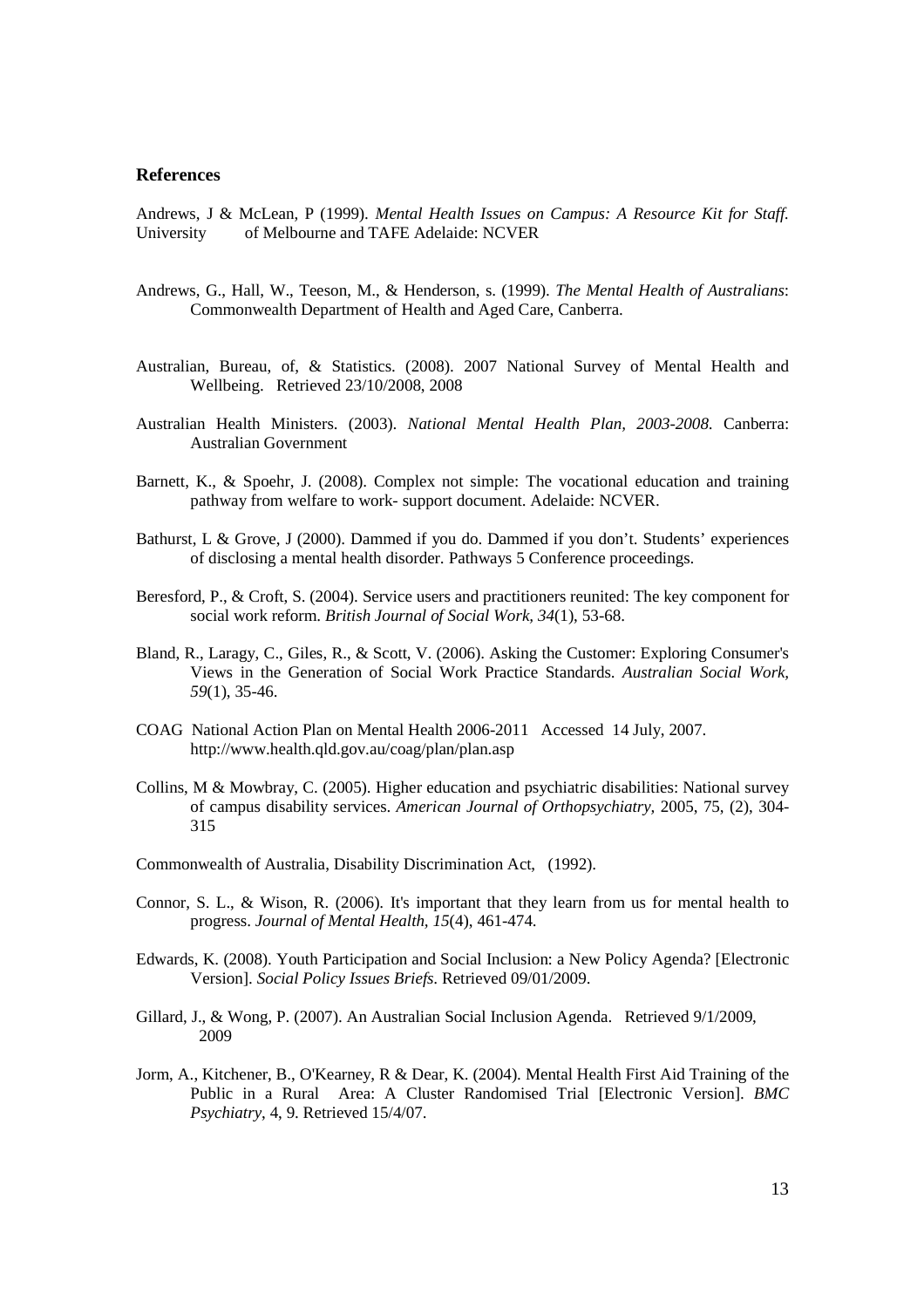## References

Andrews, J & McLean, P (1999). *Mental Health Issues on Campus: A Resource Kit for Staff.* University of Melbourne and TAFE Adelaide: NCVER

Andrews, G., Hall, W., Teeson, M., & Henderson, s. (1999). *The Mental Health of Australians*: Commonwealth Department of Health and Aged Care, Canberra.

Australian, Bureau, of, & Statistics. (2008). 2007 National Survey of Mental Health and Wellbeing. Retrieved 23/10/2008, 2008

Australian Health Ministers. (2003). *National Mental Health Plan, 2003-2008*. Canberra: Australian Government

Barnett, K., & Spoehr, J. (2008). Complex not simple: The vocational education and training pathway from welfare to work- support document. Adelaide: NCVER.

Bathurst, L & Grove, J (2000). Dammed if you do. Dammed if you don't. Students' experiences of disclosing a mental health disorder. Pathways 5 Conference proceedings.

Beresford, P., & Croft, S. (2004). Service users and practitioners reunited: The key component for social work reform. *British Journal of Social Work, 34*(1), 53-68.

Bland, R., Laragy, C., Giles, R., & Scott, V. (2006). Asking the Customer: Exploring Consumer's Views in the Generation of Social Work Practice Standards. *Australian Social Work, 59*(1), 35-46.

COAG National Action Plan on Mental Health 2006-2011 Accessed 14 July, 2007. http://www.health.qld.gov.au/coag/plan/plan.asp

Collins, M & Mowbray, C. (2005). Higher education and psychiatric disabilities: National survey of campus disability services. *American Journal of Orthopsychiatry,* 2005, 75, (2), 304-315

Commonwealth of Australia, Disability Discrimination Act, (1992).

Connor, S. L., & Wison, R. (2006). It's important that they learn from us for mental health to progress. *Journal of Mental Health, 15*(4), 461-474.

Edwards, K. (2008). Youth Participation and Social Inclusion: a New Policy Agenda? [Electronic Version]. *Social Policy Issues Briefs.* Retrieved 09/01/2009.

Gillard, J., & Wong, P. (2007). An Australian Social Inclusion Agenda. Retrieved 9/1/2009, 2009

Jorm, A., Kitchener, B., O'Kearney, R & Dear, K. (2004). Mental Health First Aid Training of the Public in a Rural Area: A Cluster Randomised Trial [Electronic Version]. *BMC Psychiatry*, 4, 9. Retrieved 15/4/07.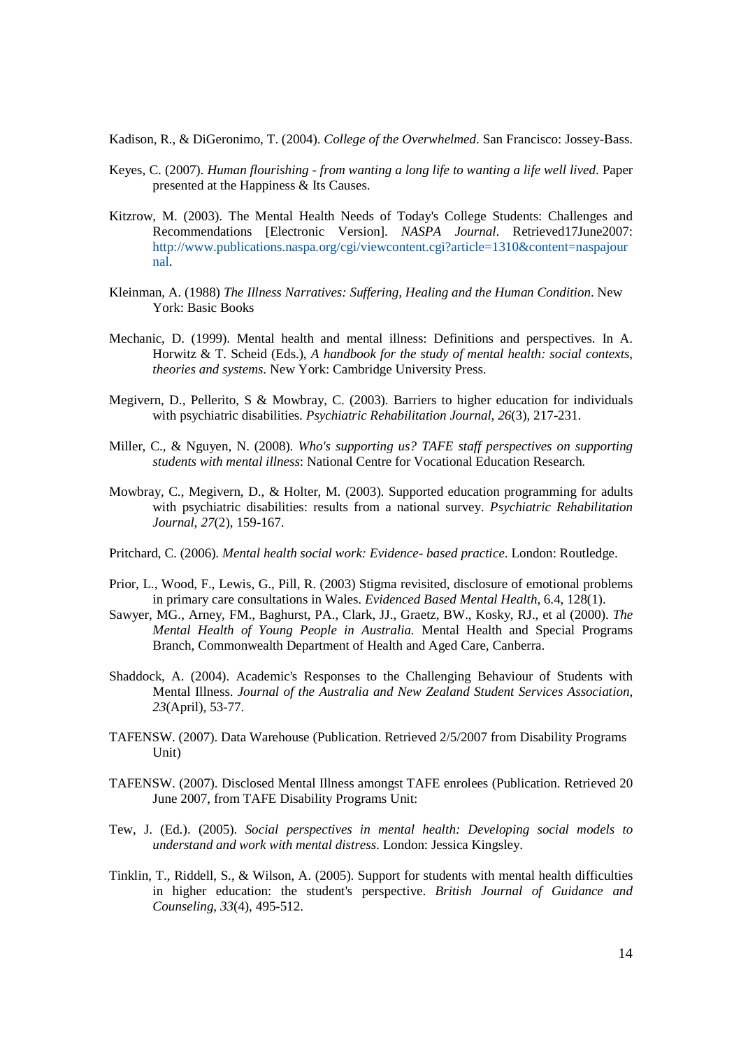Kadison, R., & DiGeronimo, T. (2004). *College of the Overwhelmed*. San Francisco: Jossey-Bass.

Keyes, C. (2007). *Human flourishing - from wanting a long life to wanting a life well lived*. Paper presented at the Happiness & Its Causes.

Kitzrow, M. (2003). The Mental Health Needs of Today's College Students: Challenges and Recommendations [Electronic Version]. *NASPA Journal*. Retrieved17June2007: http://www.publications.naspa.org/cgi/viewcontent.cgi?article=1310&content=naspajournal.

Kleinman, A. (1988) *The Illness Narratives: Suffering, Healing and the Human Condition*. New York: Basic Books

Mechanic, D. (1999). Mental health and mental illness: Definitions and perspectives. In A. Horwitz & T. Scheid (Eds.), *A handbook for the study of mental health: social contexts, theories and systems*. New York: Cambridge University Press.

Megivern, D., Pellerito, S & Mowbray, C. (2003). Barriers to higher education for individuals with psychiatric disabilities. *Psychiatric Rehabilitation Journal, 26*(3), 217-231.

Miller, C., & Nguyen, N. (2008). *Who's supporting us? TAFE staff perspectives on supporting students with mental illness*: National Centre for Vocational Education Research.

Mowbray, C., Megivern, D., & Holter, M. (2003). Supported education programming for adults with psychiatric disabilities: results from a national survey. *Psychiatric Rehabilitation Journal, 27*(2), 159-167.

Pritchard, C. (2006). *Mental health social work: Evidence- based practice*. London: Routledge.

Prior, L., Wood, F., Lewis, G., Pill, R. (2003) Stigma revisited, disclosure of emotional problems in primary care consultations in Wales. *Evidenced Based Mental Health*, 6.4, 128(1).

Sawyer, MG., Arney, FM., Baghurst, PA., Clark, JJ., Graetz, BW., Kosky, RJ., et al (2000). *The Mental Health of Young People in Australia.* Mental Health and Special Programs Branch, Commonwealth Department of Health and Aged Care, Canberra.

Shaddock, A. (2004). Academic's Responses to the Challenging Behaviour of Students with Mental Illness. *Journal of the Australia and New Zealand Student Services Association, 23*(April), 53-77.

TAFENSW. (2007). Data Warehouse (Publication. Retrieved 2/5/2007 from Disability Programs Unit)

TAFENSW. (2007). Disclosed Mental Illness amongst TAFE enrolees (Publication. Retrieved 20 June 2007, from TAFE Disability Programs Unit:

Tew, J. (Ed.). (2005). *Social perspectives in mental health: Developing social models to understand and work with mental distress*. London: Jessica Kingsley.

Tinklin, T., Riddell, S., & Wilson, A. (2005). Support for students with mental health difficulties in higher education: the student's perspective. *British Journal of Guidance and Counseling, 33*(4), 495-512.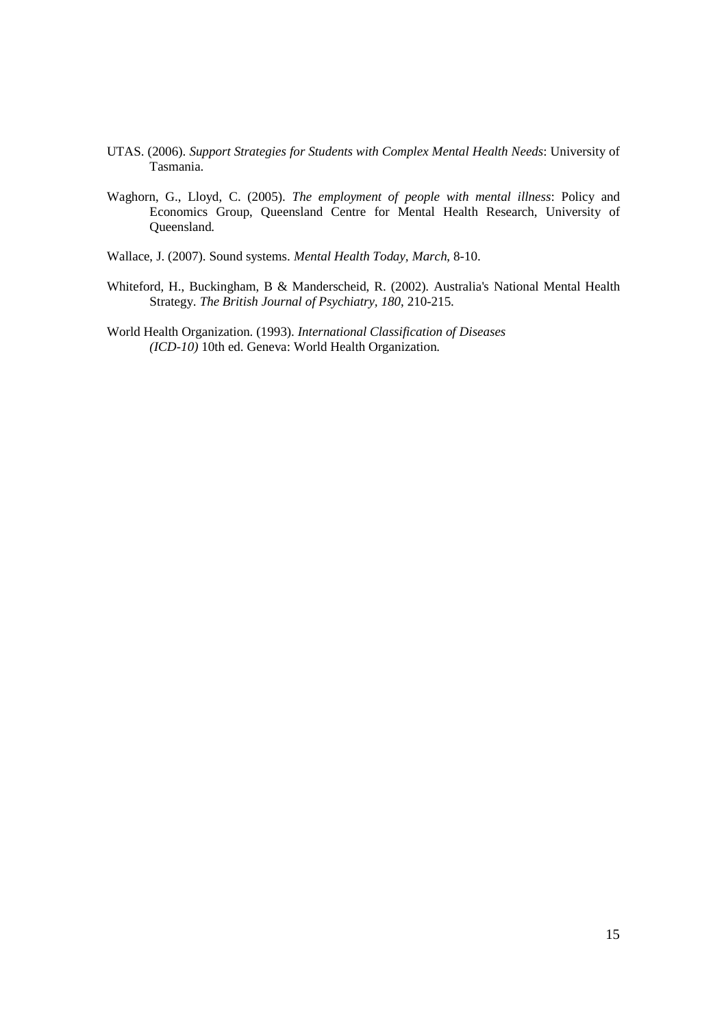UTAS. (2006). *Support Strategies for Students with Complex Mental Health Needs*: University of Tasmania.

Waghorn, G., Lloyd, C. (2005). *The employment of people with mental illness*: Policy and Economics Group, Queensland Centre for Mental Health Research, University of Queensland.

Wallace, J. (2007). Sound systems. *Mental Health Today, March*, 8-10.

Whiteford, H., Buckingham, B & Manderscheid, R. (2002). Australia's National Mental Health Strategy. *The British Journal of Psychiatry, 180*, 210-215.

World Health Organization. (1993). *International Classification of Diseases (ICD-10)* 10th ed. Geneva: World Health Organization.